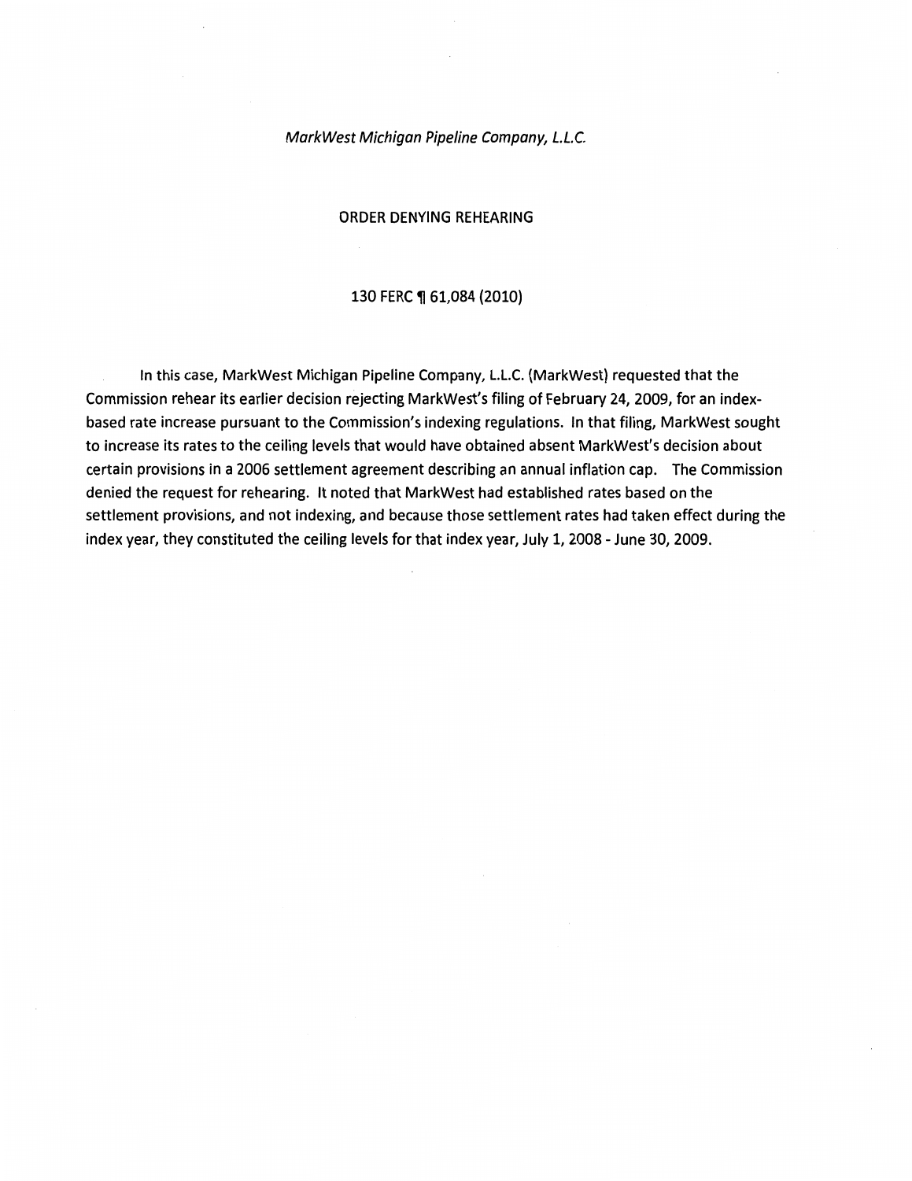*MarkWest Michigan Pipeline Company, L.L.C.*

ORDER DENYING REHEARING

130 FERC ¶ 61,084 (2010)

In this case, MarkWest Michigan Pipeline Company, L.L.C. (MarkWest) requested that the Commission rehear its earlier decision rejecting MarkWest's filing of February 24, 2009, for an index-based rate increase pursuant to the Commission's indexing regulations. In that filing, MarkWest sought to increase its rates to the ceiling levels that would have obtained absent MarkWest's decision about certain provisions in a 2006 settlement agreement describing an annual inflation cap. The Commission denied the request for rehearing. It noted that MarkWest had established rates based on the settlement provisions, and not indexing, and because those settlement rates had taken effect during the index year, they constituted the ceiling levels for that index year, July 1, 2008 - June 30, 2009.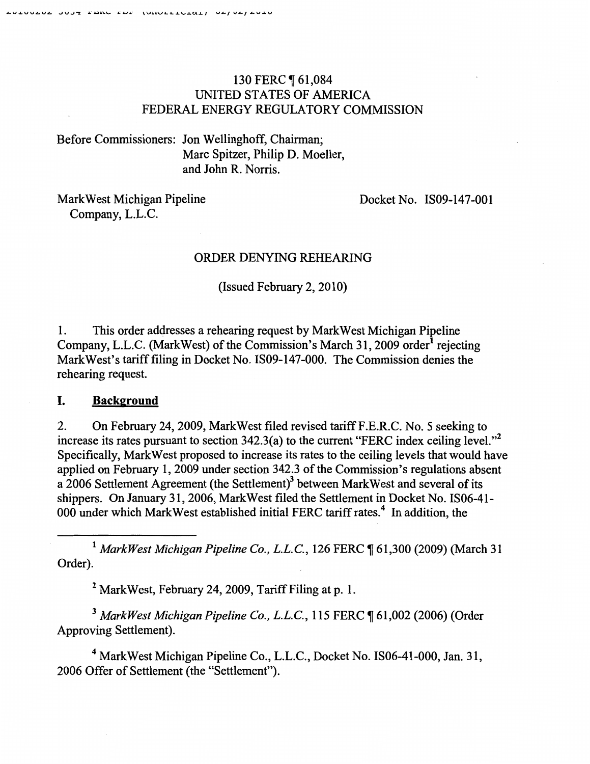130 FERC ¶ 61,084
UNITED STATES OF AMERICA
FEDERAL ENERGY REGULATORY COMMISSION

Before Commissioners: Jon Wellinghoff, Chairman;
Marc Spitzer, Philip D. Moeller,
and John R. Norris.

MarkWest Michigan Pipeline Company, L.L.C. — Docket No. IS09-147-001

ORDER DENYING REHEARING

(Issued February 2, 2010)

1. This order addresses a rehearing request by MarkWest Michigan Pipeline Company, L.L.C. (MarkWest) of the Commission's March 31, 2009 order[1] rejecting MarkWest's tariff filing in Docket No. IS09-147-000. The Commission denies the rehearing request.

## I. Background

2. On February 24, 2009, MarkWest filed revised tariff F.E.R.C. No. 5 seeking to increase its rates pursuant to section 342.3(a) to the current "FERC index ceiling level."[2] Specifically, MarkWest proposed to increase its rates to the ceiling levels that would have applied on February 1, 2009 under section 342.3 of the Commission's regulations absent a 2006 Settlement Agreement (the Settlement)[3] between MarkWest and several of its shippers. On January 31, 2006, MarkWest filed the Settlement in Docket No. IS06-41-000 under which MarkWest established initial FERC tariff rates.[4] In addition, the

---

[1] *MarkWest Michigan Pipeline Co., L.L.C.*, 126 FERC ¶ 61,300 (2009) (March 31 Order).

[2] MarkWest, February 24, 2009, Tariff Filing at p. 1.

[3] *MarkWest Michigan Pipeline Co., L.L.C.*, 115 FERC ¶ 61,002 (2006) (Order Approving Settlement).

[4] MarkWest Michigan Pipeline Co., L.L.C., Docket No. IS06-41-000, Jan. 31, 2006 Offer of Settlement (the "Settlement").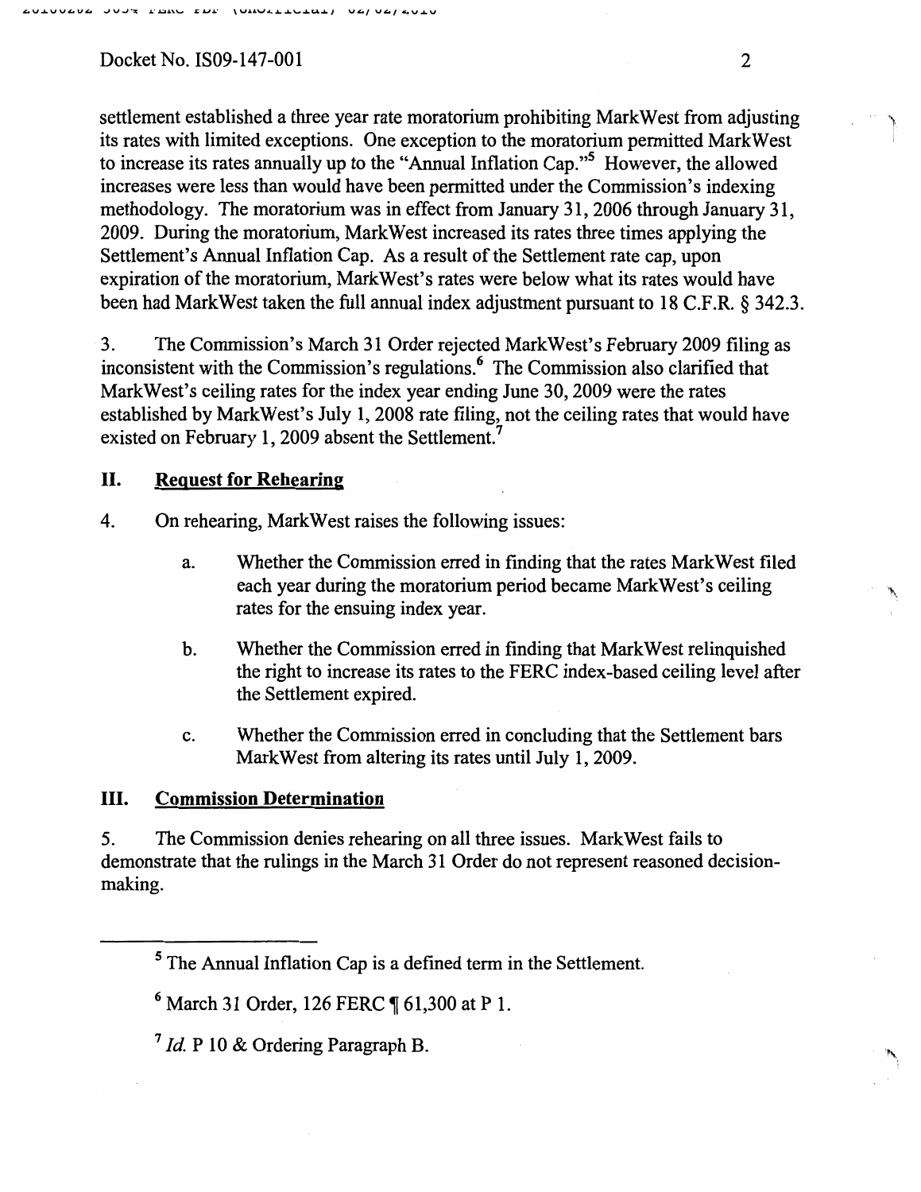settlement established a three year rate moratorium prohibiting MarkWest from adjusting its rates with limited exceptions. One exception to the moratorium permitted MarkWest to increase its rates annually up to the "Annual Inflation Cap."[5] However, the allowed increases were less than would have been permitted under the Commission's indexing methodology. The moratorium was in effect from January 31, 2006 through January 31, 2009. During the moratorium, MarkWest increased its rates three times applying the Settlement's Annual Inflation Cap. As a result of the Settlement rate cap, upon expiration of the moratorium, MarkWest's rates were below what its rates would have been had MarkWest taken the full annual index adjustment pursuant to 18 C.F.R. § 342.3.

3. The Commission's March 31 Order rejected MarkWest's February 2009 filing as inconsistent with the Commission's regulations.[6] The Commission also clarified that MarkWest's ceiling rates for the index year ending June 30, 2009 were the rates established by MarkWest's July 1, 2008 rate filing, not the ceiling rates that would have existed on February 1, 2009 absent the Settlement.[7]

## II. Request for Rehearing

4. On rehearing, MarkWest raises the following issues:

   a. Whether the Commission erred in finding that the rates MarkWest filed each year during the moratorium period became MarkWest's ceiling rates for the ensuing index year.

   b. Whether the Commission erred in finding that MarkWest relinquished the right to increase its rates to the FERC index-based ceiling level after the Settlement expired.

   c. Whether the Commission erred in concluding that the Settlement bars MarkWest from altering its rates until July 1, 2009.

## III. Commission Determination

5. The Commission denies rehearing on all three issues. MarkWest fails to demonstrate that the rulings in the March 31 Order do not represent reasoned decision-making.

---

[5] The Annual Inflation Cap is a defined term in the Settlement.

[6] March 31 Order, 126 FERC ¶ 61,300 at P 1.

[7] *Id.* P 10 & Ordering Paragraph B.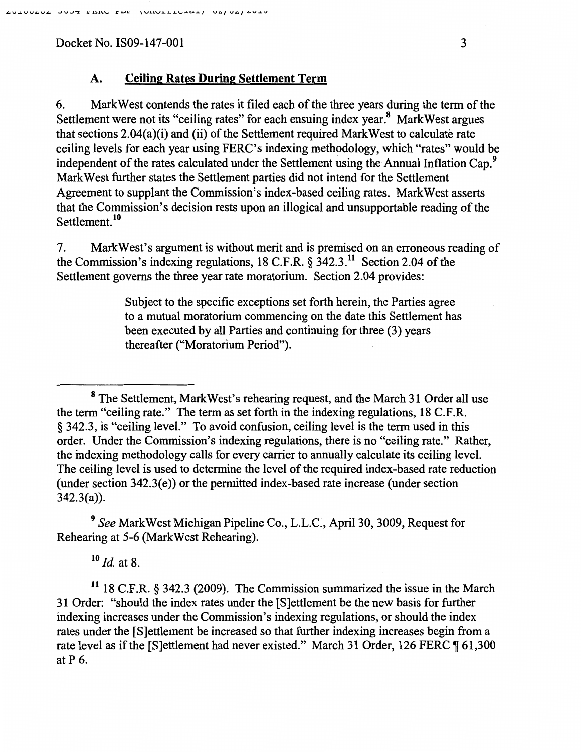### A. Ceiling Rates During Settlement Term

6. MarkWest contends the rates it filed each of the three years during the term of the Settlement were not its "ceiling rates" for each ensuing index year.[8] MarkWest argues that sections 2.04(a)(i) and (ii) of the Settlement required MarkWest to calculate rate ceiling levels for each year using FERC's indexing methodology, which "rates" would be independent of the rates calculated under the Settlement using the Annual Inflation Cap.[9] MarkWest further states the Settlement parties did not intend for the Settlement Agreement to supplant the Commission's index-based ceiling rates. MarkWest asserts that the Commission's decision rests upon an illogical and unsupportable reading of the Settlement.[10]

7. MarkWest's argument is without merit and is premised on an erroneous reading of the Commission's indexing regulations, 18 C.F.R. § 342.3.[11] Section 2.04 of the Settlement governs the three year rate moratorium. Section 2.04 provides:

> Subject to the specific exceptions set forth herein, the Parties agree to a mutual moratorium commencing on the date this Settlement has been executed by all Parties and continuing for three (3) years thereafter ("Moratorium Period").

---

[8] The Settlement, MarkWest's rehearing request, and the March 31 Order all use the term "ceiling rate." The term as set forth in the indexing regulations, 18 C.F.R. § 342.3, is "ceiling level." To avoid confusion, ceiling level is the term used in this order. Under the Commission's indexing regulations, there is no "ceiling rate." Rather, the indexing methodology calls for every carrier to annually calculate its ceiling level. The ceiling level is used to determine the level of the required index-based rate reduction (under section 342.3(e)) or the permitted index-based rate increase (under section 342.3(a)).

[9] *See* MarkWest Michigan Pipeline Co., L.L.C., April 30, 3009, Request for Rehearing at 5-6 (MarkWest Rehearing).

[10] *Id.* at 8.

[11] 18 C.F.R. § 342.3 (2009). The Commission summarized the issue in the March 31 Order: "should the index rates under the [S]ettlement be the new basis for further indexing increases under the Commission's indexing regulations, or should the index rates under the [S]ettlement be increased so that further indexing increases begin from a rate level as if the [S]ettlement had never existed." March 31 Order, 126 FERC ¶ 61,300 at P 6.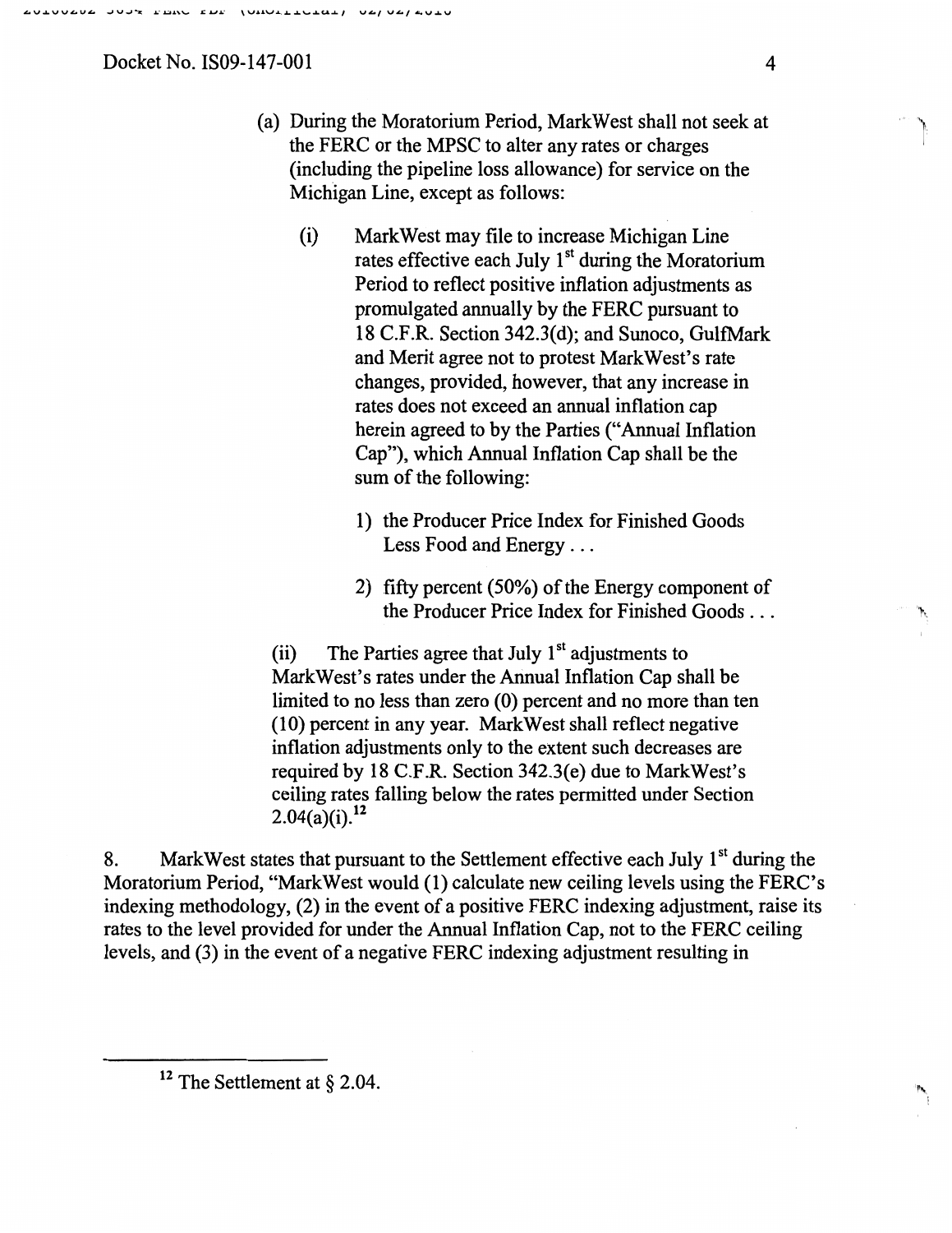(a) During the Moratorium Period, MarkWest shall not seek at the FERC or the MPSC to alter any rates or charges (including the pipeline loss allowance) for service on the Michigan Line, except as follows:

(i) MarkWest may file to increase Michigan Line rates effective each July 1st during the Moratorium Period to reflect positive inflation adjustments as promulgated annually by the FERC pursuant to 18 C.F.R. Section 342.3(d); and Sunoco, GulfMark and Merit agree not to protest MarkWest's rate changes, provided, however, that any increase in rates does not exceed an annual inflation cap herein agreed to by the Parties ("Annual Inflation Cap"), which Annual Inflation Cap shall be the sum of the following:

1) the Producer Price Index for Finished Goods Less Food and Energy . . .

2) fifty percent (50%) of the Energy component of the Producer Price Index for Finished Goods . . .

(ii) The Parties agree that July 1st adjustments to MarkWest's rates under the Annual Inflation Cap shall be limited to no less than zero (0) percent and no more than ten (10) percent in any year. MarkWest shall reflect negative inflation adjustments only to the extent such decreases are required by 18 C.F.R. Section 342.3(e) due to MarkWest's ceiling rates falling below the rates permitted under Section 2.04(a)(i).[12]

8. MarkWest states that pursuant to the Settlement effective each July 1st during the Moratorium Period, "MarkWest would (1) calculate new ceiling levels using the FERC's indexing methodology, (2) in the event of a positive FERC indexing adjustment, raise its rates to the level provided for under the Annual Inflation Cap, not to the FERC ceiling levels, and (3) in the event of a negative FERC indexing adjustment resulting in

[12] The Settlement at § 2.04.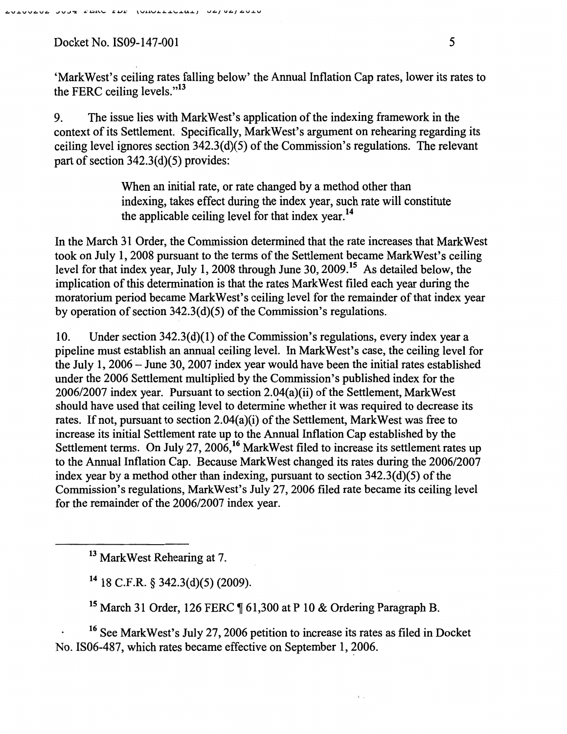'MarkWest's ceiling rates falling below' the Annual Inflation Cap rates, lower its rates to the FERC ceiling levels."[13]

9. The issue lies with MarkWest's application of the indexing framework in the context of its Settlement. Specifically, MarkWest's argument on rehearing regarding its ceiling level ignores section 342.3(d)(5) of the Commission's regulations. The relevant part of section 342.3(d)(5) provides:

> When an initial rate, or rate changed by a method other than indexing, takes effect during the index year, such rate will constitute the applicable ceiling level for that index year.[14]

In the March 31 Order, the Commission determined that the rate increases that MarkWest took on July 1, 2008 pursuant to the terms of the Settlement became MarkWest's ceiling level for that index year, July 1, 2008 through June 30, 2009.[15] As detailed below, the implication of this determination is that the rates MarkWest filed each year during the moratorium period became MarkWest's ceiling level for the remainder of that index year by operation of section 342.3(d)(5) of the Commission's regulations.

10. Under section 342.3(d)(1) of the Commission's regulations, every index year a pipeline must establish an annual ceiling level. In MarkWest's case, the ceiling level for the July 1, 2006 – June 30, 2007 index year would have been the initial rates established under the 2006 Settlement multiplied by the Commission's published index for the 2006/2007 index year. Pursuant to section 2.04(a)(ii) of the Settlement, MarkWest should have used that ceiling level to determine whether it was required to decrease its rates. If not, pursuant to section 2.04(a)(i) of the Settlement, MarkWest was free to increase its initial Settlement rate up to the Annual Inflation Cap established by the Settlement terms. On July 27, 2006,[16] MarkWest filed to increase its settlement rates up to the Annual Inflation Cap. Because MarkWest changed its rates during the 2006/2007 index year by a method other than indexing, pursuant to section 342.3(d)(5) of the Commission's regulations, MarkWest's July 27, 2006 filed rate became its ceiling level for the remainder of the 2006/2007 index year.

---

[13] MarkWest Rehearing at 7.

[14] 18 C.F.R. § 342.3(d)(5) (2009).

[15] March 31 Order, 126 FERC ¶ 61,300 at P 10 & Ordering Paragraph B.

[16] See MarkWest's July 27, 2006 petition to increase its rates as filed in Docket No. IS06-487, which rates became effective on September 1, 2006.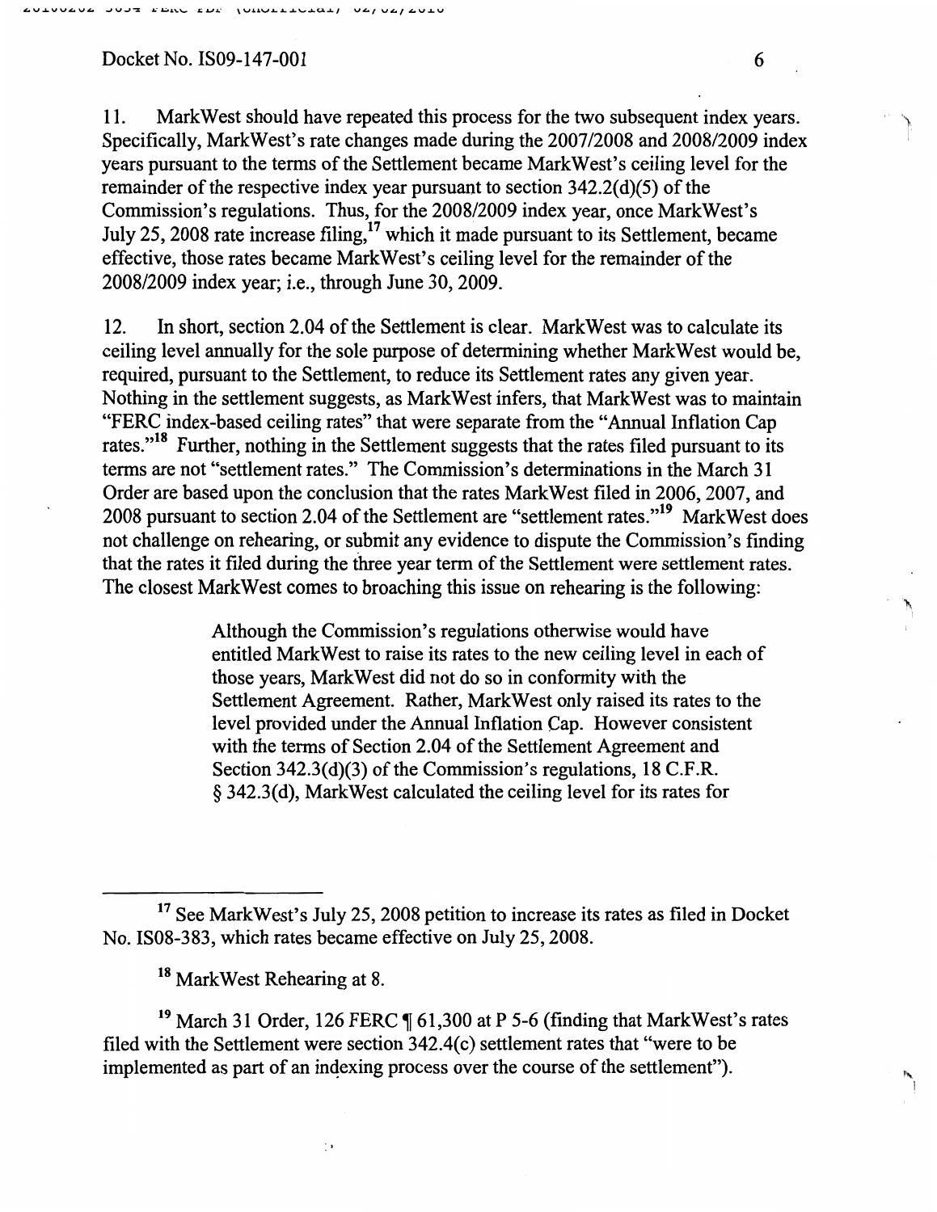11. MarkWest should have repeated this process for the two subsequent index years. Specifically, MarkWest's rate changes made during the 2007/2008 and 2008/2009 index years pursuant to the terms of the Settlement became MarkWest's ceiling level for the remainder of the respective index year pursuant to section 342.2(d)(5) of the Commission's regulations. Thus, for the 2008/2009 index year, once MarkWest's July 25, 2008 rate increase filing,[17] which it made pursuant to its Settlement, became effective, those rates became MarkWest's ceiling level for the remainder of the 2008/2009 index year; i.e., through June 30, 2009.

12. In short, section 2.04 of the Settlement is clear. MarkWest was to calculate its ceiling level annually for the sole purpose of determining whether MarkWest would be, required, pursuant to the Settlement, to reduce its Settlement rates any given year. Nothing in the settlement suggests, as MarkWest infers, that MarkWest was to maintain "FERC index-based ceiling rates" that were separate from the "Annual Inflation Cap rates."[18] Further, nothing in the Settlement suggests that the rates filed pursuant to its terms are not "settlement rates." The Commission's determinations in the March 31 Order are based upon the conclusion that the rates MarkWest filed in 2006, 2007, and 2008 pursuant to section 2.04 of the Settlement are "settlement rates."[19] MarkWest does not challenge on rehearing, or submit any evidence to dispute the Commission's finding that the rates it filed during the three year term of the Settlement were settlement rates. The closest MarkWest comes to broaching this issue on rehearing is the following:

> Although the Commission's regulations otherwise would have entitled MarkWest to raise its rates to the new ceiling level in each of those years, MarkWest did not do so in conformity with the Settlement Agreement. Rather, MarkWest only raised its rates to the level provided under the Annual Inflation Cap. However consistent with the terms of Section 2.04 of the Settlement Agreement and Section 342.3(d)(3) of the Commission's regulations, 18 C.F.R. § 342.3(d), MarkWest calculated the ceiling level for its rates for

---

[17] See MarkWest's July 25, 2008 petition to increase its rates as filed in Docket No. IS08-383, which rates became effective on July 25, 2008.

[18] MarkWest Rehearing at 8.

[19] March 31 Order, 126 FERC ¶ 61,300 at P 5-6 (finding that MarkWest's rates filed with the Settlement were section 342.4(c) settlement rates that "were to be implemented as part of an indexing process over the course of the settlement").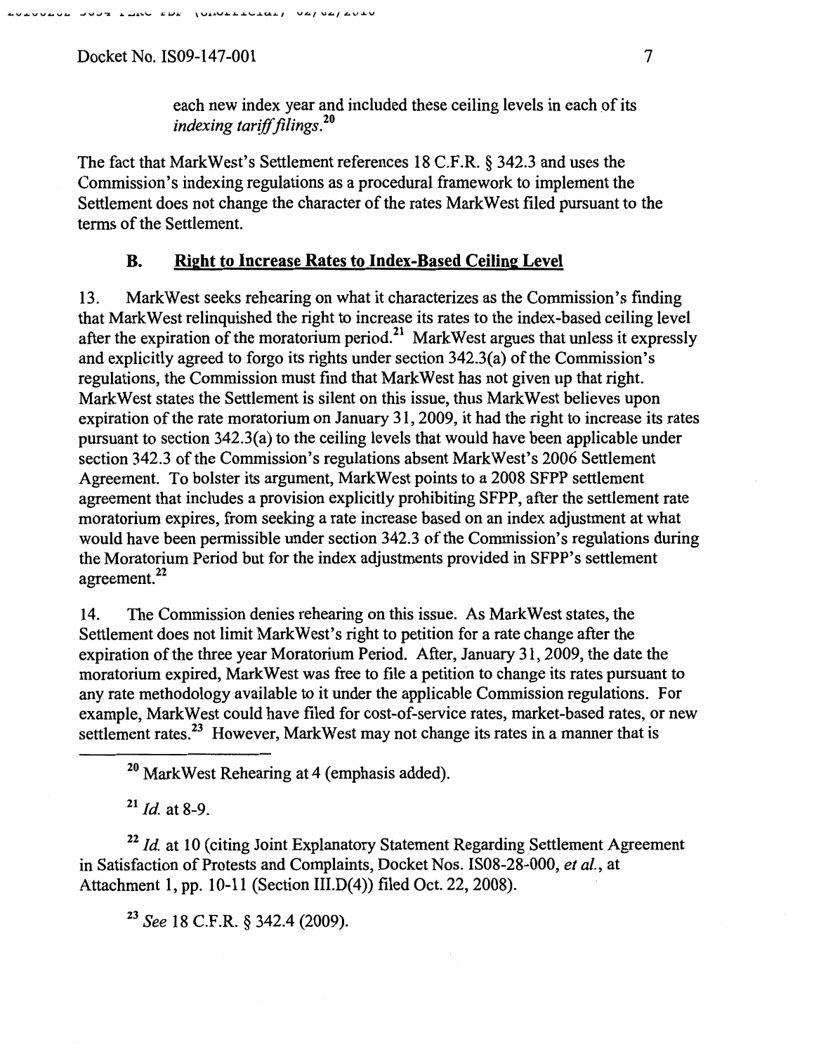each new index year and included these ceiling levels in each of its *indexing tariff filings*.[20]

The fact that MarkWest's Settlement references 18 C.F.R. § 342.3 and uses the Commission's indexing regulations as a procedural framework to implement the Settlement does not change the character of the rates MarkWest filed pursuant to the terms of the Settlement.

### B. Right to Increase Rates to Index-Based Ceiling Level

13. MarkWest seeks rehearing on what it characterizes as the Commission's finding that MarkWest relinquished the right to increase its rates to the index-based ceiling level after the expiration of the moratorium period.[21] MarkWest argues that unless it expressly and explicitly agreed to forgo its rights under section 342.3(a) of the Commission's regulations, the Commission must find that MarkWest has not given up that right. MarkWest states the Settlement is silent on this issue, thus MarkWest believes upon expiration of the rate moratorium on January 31, 2009, it had the right to increase its rates pursuant to section 342.3(a) to the ceiling levels that would have been applicable under section 342.3 of the Commission's regulations absent MarkWest's 2006 Settlement Agreement. To bolster its argument, MarkWest points to a 2008 SFPP settlement agreement that includes a provision explicitly prohibiting SFPP, after the settlement rate moratorium expires, from seeking a rate increase based on an index adjustment at what would have been permissible under section 342.3 of the Commission's regulations during the Moratorium Period but for the index adjustments provided in SFPP's settlement agreement.[22]

14. The Commission denies rehearing on this issue. As MarkWest states, the Settlement does not limit MarkWest's right to petition for a rate change after the expiration of the three year Moratorium Period. After, January 31, 2009, the date the moratorium expired, MarkWest was free to file a petition to change its rates pursuant to any rate methodology available to it under the applicable Commission regulations. For example, MarkWest could have filed for cost-of-service rates, market-based rates, or new settlement rates.[23] However, MarkWest may not change its rates in a manner that is

---

[20] MarkWest Rehearing at 4 (emphasis added).

[21] *Id.* at 8-9.

[22] *Id.* at 10 (citing Joint Explanatory Statement Regarding Settlement Agreement in Satisfaction of Protests and Complaints, Docket Nos. IS08-28-000, *et al.*, at Attachment 1, pp. 10-11 (Section III.D(4)) filed Oct. 22, 2008).

[23] *See* 18 C.F.R. § 342.4 (2009).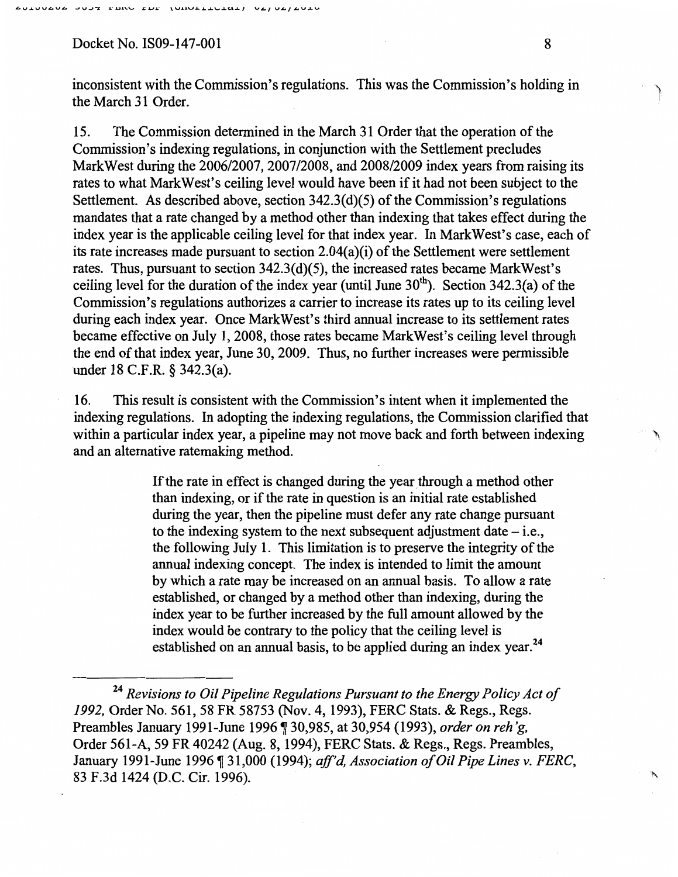inconsistent with the Commission's regulations. This was the Commission's holding in the March 31 Order.

15. The Commission determined in the March 31 Order that the operation of the Commission's indexing regulations, in conjunction with the Settlement precludes MarkWest during the 2006/2007, 2007/2008, and 2008/2009 index years from raising its rates to what MarkWest's ceiling level would have been if it had not been subject to the Settlement. As described above, section 342.3(d)(5) of the Commission's regulations mandates that a rate changed by a method other than indexing that takes effect during the index year is the applicable ceiling level for that index year. In MarkWest's case, each of its rate increases made pursuant to section 2.04(a)(i) of the Settlement were settlement rates. Thus, pursuant to section 342.3(d)(5), the increased rates became MarkWest's ceiling level for the duration of the index year (until June 30th). Section 342.3(a) of the Commission's regulations authorizes a carrier to increase its rates up to its ceiling level during each index year. Once MarkWest's third annual increase to its settlement rates became effective on July 1, 2008, those rates became MarkWest's ceiling level through the end of that index year, June 30, 2009. Thus, no further increases were permissible under 18 C.F.R. § 342.3(a).

16. This result is consistent with the Commission's intent when it implemented the indexing regulations. In adopting the indexing regulations, the Commission clarified that within a particular index year, a pipeline may not move back and forth between indexing and an alternative ratemaking method.

> If the rate in effect is changed during the year through a method other than indexing, or if the rate in question is an initial rate established during the year, then the pipeline must defer any rate change pursuant to the indexing system to the next subsequent adjustment date – i.e., the following July 1. This limitation is to preserve the integrity of the annual indexing concept. The index is intended to limit the amount by which a rate may be increased on an annual basis. To allow a rate established, or changed by a method other than indexing, during the index year to be further increased by the full amount allowed by the index would be contrary to the policy that the ceiling level is established on an annual basis, to be applied during an index year.[24]

---

[24] *Revisions to Oil Pipeline Regulations Pursuant to the Energy Policy Act of 1992,* Order No. 561, 58 FR 58753 (Nov. 4, 1993), FERC Stats. & Regs., Regs. Preambles January 1991-June 1996 ¶ 30,985, at 30,954 (1993), *order on reh'g,* Order 561-A, 59 FR 40242 (Aug. 8, 1994), FERC Stats. & Regs., Regs. Preambles, January 1991-June 1996 ¶ 31,000 (1994); *aff'd, Association of Oil Pipe Lines v. FERC,* 83 F.3d 1424 (D.C. Cir. 1996).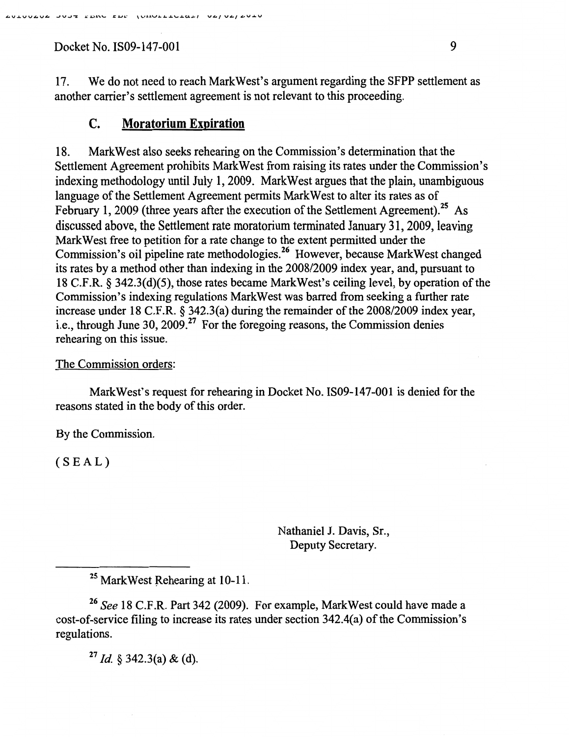17. We do not need to reach MarkWest's argument regarding the SFPP settlement as another carrier's settlement agreement is not relevant to this proceeding.

### C. Moratorium Expiration

18. MarkWest also seeks rehearing on the Commission's determination that the Settlement Agreement prohibits MarkWest from raising its rates under the Commission's indexing methodology until July 1, 2009. MarkWest argues that the plain, unambiguous language of the Settlement Agreement permits MarkWest to alter its rates as of February 1, 2009 (three years after the execution of the Settlement Agreement).[25] As discussed above, the Settlement rate moratorium terminated January 31, 2009, leaving MarkWest free to petition for a rate change to the extent permitted under the Commission's oil pipeline rate methodologies.[26] However, because MarkWest changed its rates by a method other than indexing in the 2008/2009 index year, and, pursuant to 18 C.F.R. § 342.3(d)(5), those rates became MarkWest's ceiling level, by operation of the Commission's indexing regulations MarkWest was barred from seeking a further rate increase under 18 C.F.R. § 342.3(a) during the remainder of the 2008/2009 index year, i.e., through June 30, 2009.[27] For the foregoing reasons, the Commission denies rehearing on this issue.

The Commission orders:

MarkWest's request for rehearing in Docket No. IS09-147-001 is denied for the reasons stated in the body of this order.

By the Commission.

( S E A L )

Nathaniel J. Davis, Sr.,
Deputy Secretary.

---

[25] MarkWest Rehearing at 10-11.

[26] *See* 18 C.F.R. Part 342 (2009). For example, MarkWest could have made a cost-of-service filing to increase its rates under section 342.4(a) of the Commission's regulations.

[27] *Id.* § 342.3(a) & (d).